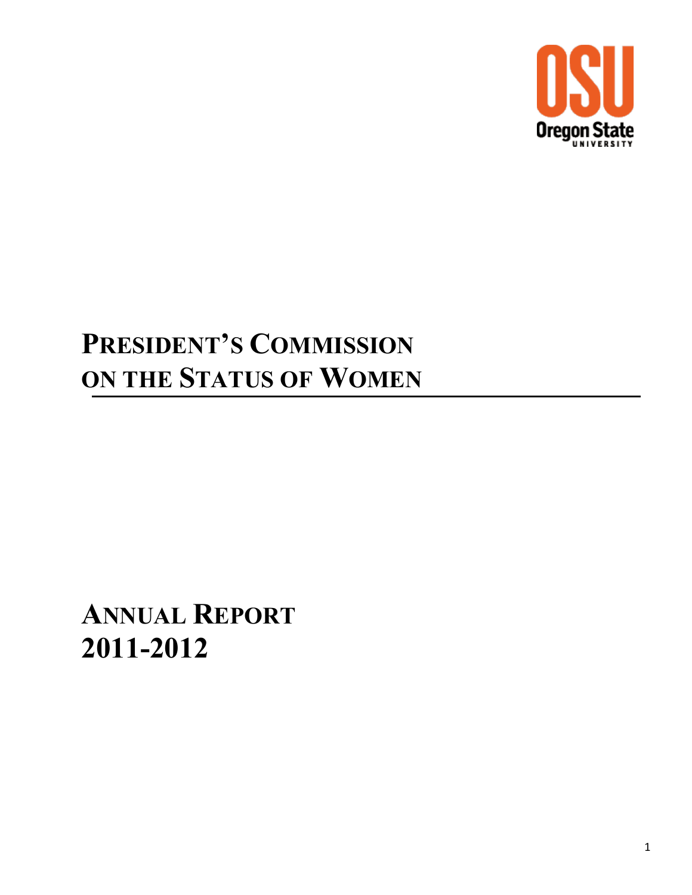Oregon State University

# President's Commission on the Status of Women

# Annual Report 2011-2012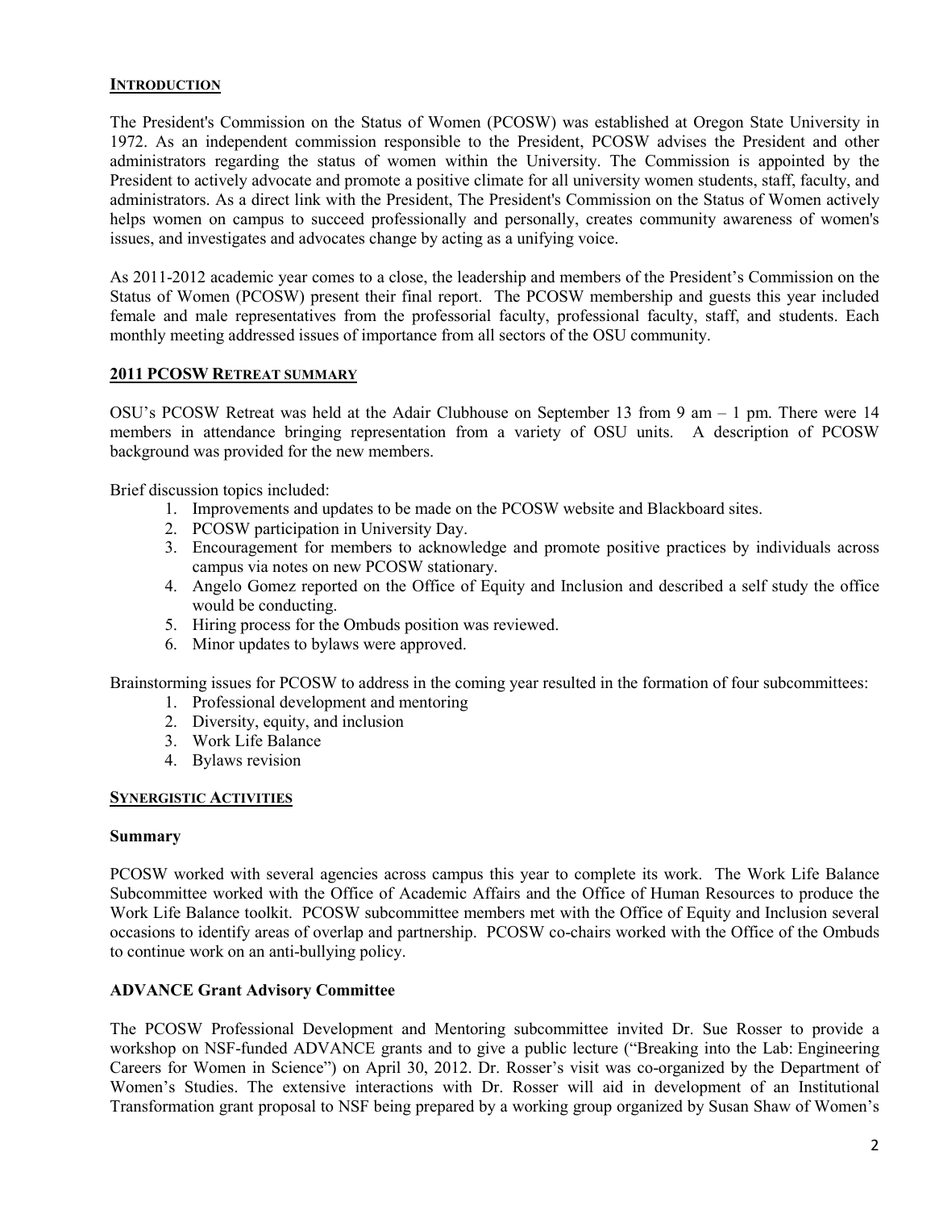## INTRODUCTION

The President's Commission on the Status of Women (PCOSW) was established at Oregon State University in 1972. As an independent commission responsible to the President, PCOSW advises the President and other administrators regarding the status of women within the University. The Commission is appointed by the President to actively advocate and promote a positive climate for all university women students, staff, faculty, and administrators. As a direct link with the President, The President's Commission on the Status of Women actively helps women on campus to succeed professionally and personally, creates community awareness of women's issues, and investigates and advocates change by acting as a unifying voice.

As 2011-2012 academic year comes to a close, the leadership and members of the President's Commission on the Status of Women (PCOSW) present their final report. The PCOSW membership and guests this year included female and male representatives from the professorial faculty, professional faculty, staff, and students. Each monthly meeting addressed issues of importance from all sectors of the OSU community.

## 2011 PCOSW RETREAT SUMMARY

OSU's PCOSW Retreat was held at the Adair Clubhouse on September 13 from 9 am – 1 pm. There were 14 members in attendance bringing representation from a variety of OSU units. A description of PCOSW background was provided for the new members.

Brief discussion topics included:

1. Improvements and updates to be made on the PCOSW website and Blackboard sites.
2. PCOSW participation in University Day.
3. Encouragement for members to acknowledge and promote positive practices by individuals across campus via notes on new PCOSW stationary.
4. Angelo Gomez reported on the Office of Equity and Inclusion and described a self study the office would be conducting.
5. Hiring process for the Ombuds position was reviewed.
6. Minor updates to bylaws were approved.

Brainstorming issues for PCOSW to address in the coming year resulted in the formation of four subcommittees:

1. Professional development and mentoring
2. Diversity, equity, and inclusion
3. Work Life Balance
4. Bylaws revision

## SYNERGISTIC ACTIVITIES

### Summary

PCOSW worked with several agencies across campus this year to complete its work. The Work Life Balance Subcommittee worked with the Office of Academic Affairs and the Office of Human Resources to produce the Work Life Balance toolkit. PCOSW subcommittee members met with the Office of Equity and Inclusion several occasions to identify areas of overlap and partnership. PCOSW co-chairs worked with the Office of the Ombuds to continue work on an anti-bullying policy.

### ADVANCE Grant Advisory Committee

The PCOSW Professional Development and Mentoring subcommittee invited Dr. Sue Rosser to provide a workshop on NSF-funded ADVANCE grants and to give a public lecture ("Breaking into the Lab: Engineering Careers for Women in Science") on April 30, 2012. Dr. Rosser's visit was co-organized by the Department of Women's Studies. The extensive interactions with Dr. Rosser will aid in development of an Institutional Transformation grant proposal to NSF being prepared by a working group organized by Susan Shaw of Women's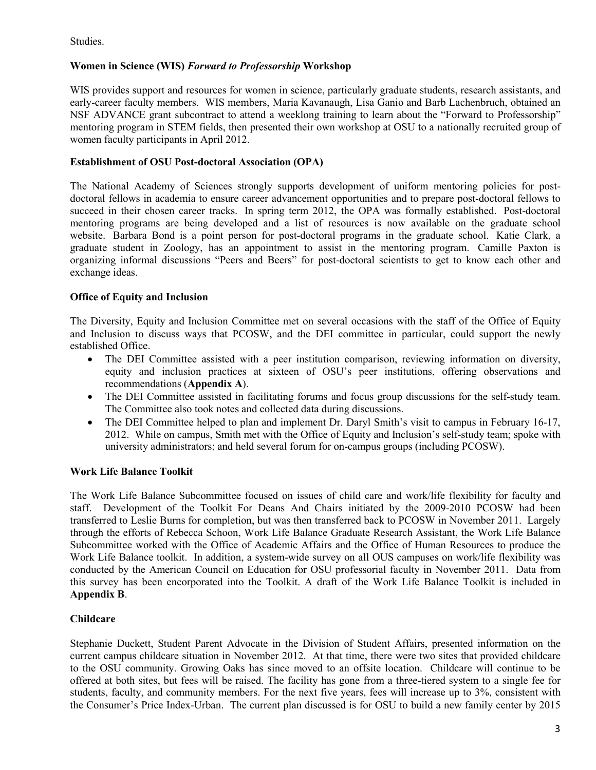Studies.

### Women in Science (WIS) *Forward to Professorship* Workshop

WIS provides support and resources for women in science, particularly graduate students, research assistants, and early-career faculty members. WIS members, Maria Kavanaugh, Lisa Ganio and Barb Lachenbruch, obtained an NSF ADVANCE grant subcontract to attend a weeklong training to learn about the "Forward to Professorship" mentoring program in STEM fields, then presented their own workshop at OSU to a nationally recruited group of women faculty participants in April 2012.

### Establishment of OSU Post-doctoral Association (OPA)

The National Academy of Sciences strongly supports development of uniform mentoring policies for post-doctoral fellows in academia to ensure career advancement opportunities and to prepare post-doctoral fellows to succeed in their chosen career tracks. In spring term 2012, the OPA was formally established. Post-doctoral mentoring programs are being developed and a list of resources is now available on the graduate school website. Barbara Bond is a point person for post-doctoral programs in the graduate school. Katie Clark, a graduate student in Zoology, has an appointment to assist in the mentoring program. Camille Paxton is organizing informal discussions "Peers and Beers" for post-doctoral scientists to get to know each other and exchange ideas.

### Office of Equity and Inclusion

The Diversity, Equity and Inclusion Committee met on several occasions with the staff of the Office of Equity and Inclusion to discuss ways that PCOSW, and the DEI committee in particular, could support the newly established Office.

- The DEI Committee assisted with a peer institution comparison, reviewing information on diversity, equity and inclusion practices at sixteen of OSU's peer institutions, offering observations and recommendations (**Appendix A**).
- The DEI Committee assisted in facilitating forums and focus group discussions for the self-study team. The Committee also took notes and collected data during discussions.
- The DEI Committee helped to plan and implement Dr. Daryl Smith's visit to campus in February 16-17, 2012. While on campus, Smith met with the Office of Equity and Inclusion's self-study team; spoke with university administrators; and held several forum for on-campus groups (including PCOSW).

### Work Life Balance Toolkit

The Work Life Balance Subcommittee focused on issues of child care and work/life flexibility for faculty and staff. Development of the Toolkit For Deans And Chairs initiated by the 2009-2010 PCOSW had been transferred to Leslie Burns for completion, but was then transferred back to PCOSW in November 2011. Largely through the efforts of Rebecca Schoon, Work Life Balance Graduate Research Assistant, the Work Life Balance Subcommittee worked with the Office of Academic Affairs and the Office of Human Resources to produce the Work Life Balance toolkit. In addition, a system-wide survey on all OUS campuses on work/life flexibility was conducted by the American Council on Education for OSU professorial faculty in November 2011. Data from this survey has been encorporated into the Toolkit. A draft of the Work Life Balance Toolkit is included in **Appendix B**.

### Childcare

Stephanie Duckett, Student Parent Advocate in the Division of Student Affairs, presented information on the current campus childcare situation in November 2012. At that time, there were two sites that provided childcare to the OSU community. Growing Oaks has since moved to an offsite location. Childcare will continue to be offered at both sites, but fees will be raised. The facility has gone from a three-tiered system to a single fee for students, faculty, and community members. For the next five years, fees will increase up to 3%, consistent with the Consumer's Price Index-Urban. The current plan discussed is for OSU to build a new family center by 2015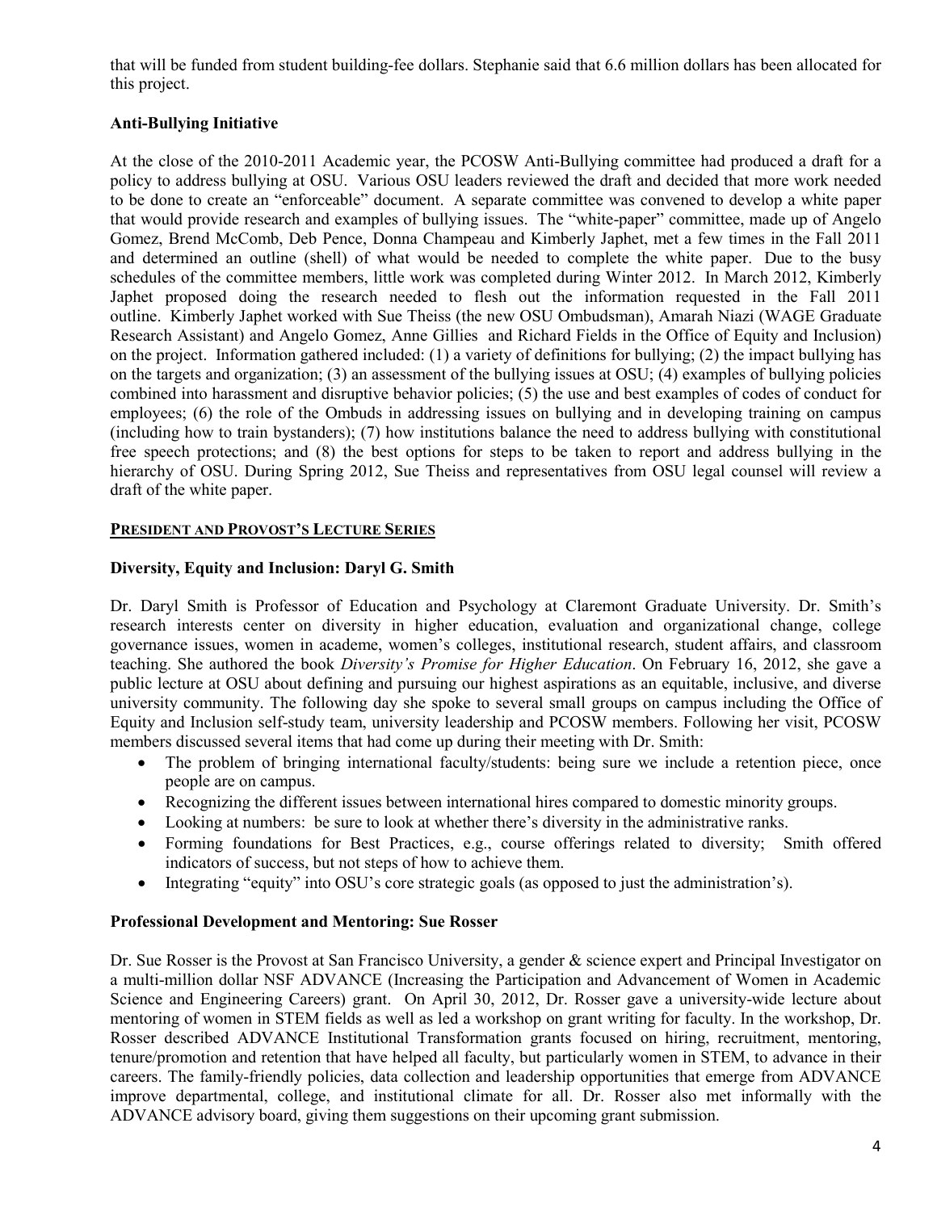that will be funded from student building-fee dollars. Stephanie said that 6.6 million dollars has been allocated for this project.

**Anti-Bullying Initiative**

At the close of the 2010-2011 Academic year, the PCOSW Anti-Bullying committee had produced a draft for a policy to address bullying at OSU. Various OSU leaders reviewed the draft and decided that more work needed to be done to create an "enforceable" document. A separate committee was convened to develop a white paper that would provide research and examples of bullying issues. The "white-paper" committee, made up of Angelo Gomez, Brend McComb, Deb Pence, Donna Champeau and Kimberly Japhet, met a few times in the Fall 2011 and determined an outline (shell) of what would be needed to complete the white paper. Due to the busy schedules of the committee members, little work was completed during Winter 2012. In March 2012, Kimberly Japhet proposed doing the research needed to flesh out the information requested in the Fall 2011 outline. Kimberly Japhet worked with Sue Theiss (the new OSU Ombudsman), Amarah Niazi (WAGE Graduate Research Assistant) and Angelo Gomez, Anne Gillies and Richard Fields in the Office of Equity and Inclusion) on the project. Information gathered included: (1) a variety of definitions for bullying; (2) the impact bullying has on the targets and organization; (3) an assessment of the bullying issues at OSU; (4) examples of bullying policies combined into harassment and disruptive behavior policies; (5) the use and best examples of codes of conduct for employees; (6) the role of the Ombuds in addressing issues on bullying and in developing training on campus (including how to train bystanders); (7) how institutions balance the need to address bullying with constitutional free speech protections; and (8) the best options for steps to be taken to report and address bullying in the hierarchy of OSU. During Spring 2012, Sue Theiss and representatives from OSU legal counsel will review a draft of the white paper.

## PRESIDENT AND PROVOST'S LECTURE SERIES

**Diversity, Equity and Inclusion: Daryl G. Smith**

Dr. Daryl Smith is Professor of Education and Psychology at Claremont Graduate University. Dr. Smith's research interests center on diversity in higher education, evaluation and organizational change, college governance issues, women in academe, women's colleges, institutional research, student affairs, and classroom teaching. She authored the book *Diversity's Promise for Higher Education*. On February 16, 2012, she gave a public lecture at OSU about defining and pursuing our highest aspirations as an equitable, inclusive, and diverse university community. The following day she spoke to several small groups on campus including the Office of Equity and Inclusion self-study team, university leadership and PCOSW members. Following her visit, PCOSW members discussed several items that had come up during their meeting with Dr. Smith:

- The problem of bringing international faculty/students: being sure we include a retention piece, once people are on campus.
- Recognizing the different issues between international hires compared to domestic minority groups.
- Looking at numbers: be sure to look at whether there's diversity in the administrative ranks.
- Forming foundations for Best Practices, e.g., course offerings related to diversity; Smith offered indicators of success, but not steps of how to achieve them.
- Integrating "equity" into OSU's core strategic goals (as opposed to just the administration's).

**Professional Development and Mentoring: Sue Rosser**

Dr. Sue Rosser is the Provost at San Francisco University, a gender & science expert and Principal Investigator on a multi-million dollar NSF ADVANCE (Increasing the Participation and Advancement of Women in Academic Science and Engineering Careers) grant. On April 30, 2012, Dr. Rosser gave a university-wide lecture about mentoring of women in STEM fields as well as led a workshop on grant writing for faculty. In the workshop, Dr. Rosser described ADVANCE Institutional Transformation grants focused on hiring, recruitment, mentoring, tenure/promotion and retention that have helped all faculty, but particularly women in STEM, to advance in their careers. The family-friendly policies, data collection and leadership opportunities that emerge from ADVANCE improve departmental, college, and institutional climate for all. Dr. Rosser also met informally with the ADVANCE advisory board, giving them suggestions on their upcoming grant submission.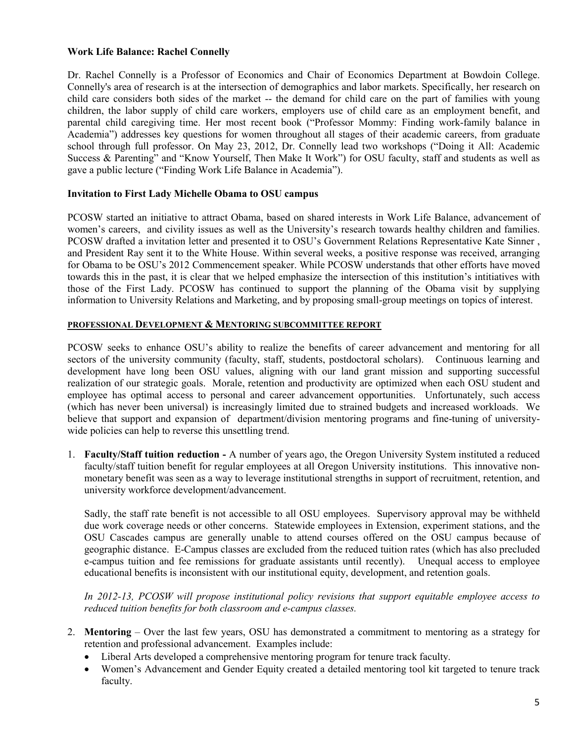### Work Life Balance: Rachel Connelly

Dr. Rachel Connelly is a Professor of Economics and Chair of Economics Department at Bowdoin College. Connelly's area of research is at the intersection of demographics and labor markets. Specifically, her research on child care considers both sides of the market -- the demand for child care on the part of families with young children, the labor supply of child care workers, employers use of child care as an employment benefit, and parental child caregiving time. Her most recent book ("Professor Mommy: Finding work-family balance in Academia") addresses key questions for women throughout all stages of their academic careers, from graduate school through full professor. On May 23, 2012, Dr. Connelly lead two workshops ("Doing it All: Academic Success & Parenting" and "Know Yourself, Then Make It Work") for OSU faculty, staff and students as well as gave a public lecture ("Finding Work Life Balance in Academia").

### Invitation to First Lady Michelle Obama to OSU campus

PCOSW started an initiative to attract Obama, based on shared interests in Work Life Balance, advancement of women's careers, and civility issues as well as the University's research towards healthy children and families. PCOSW drafted a invitation letter and presented it to OSU's Government Relations Representative Kate Sinner , and President Ray sent it to the White House. Within several weeks, a positive response was received, arranging for Obama to be OSU's 2012 Commencement speaker. While PCOSW understands that other efforts have moved towards this in the past, it is clear that we helped emphasize the intersection of this institution's intitiatives with those of the First Lady. PCOSW has continued to support the planning of the Obama visit by supplying information to University Relations and Marketing, and by proposing small-group meetings on topics of interest.

## PROFESSIONAL DEVELOPMENT & MENTORING SUBCOMMITTEE REPORT

PCOSW seeks to enhance OSU's ability to realize the benefits of career advancement and mentoring for all sectors of the university community (faculty, staff, students, postdoctoral scholars). Continuous learning and development have long been OSU values, aligning with our land grant mission and supporting successful realization of our strategic goals. Morale, retention and productivity are optimized when each OSU student and employee has optimal access to personal and career advancement opportunities. Unfortunately, such access (which has never been universal) is increasingly limited due to strained budgets and increased workloads. We believe that support and expansion of department/division mentoring programs and fine-tuning of university-wide policies can help to reverse this unsettling trend.

1. **Faculty/Staff tuition reduction -** A number of years ago, the Oregon University System instituted a reduced faculty/staff tuition benefit for regular employees at all Oregon University institutions. This innovative non-monetary benefit was seen as a way to leverage institutional strengths in support of recruitment, retention, and university workforce development/advancement.

   Sadly, the staff rate benefit is not accessible to all OSU employees. Supervisory approval may be withheld due work coverage needs or other concerns. Statewide employees in Extension, experiment stations, and the OSU Cascades campus are generally unable to attend courses offered on the OSU campus because of geographic distance. E-Campus classes are excluded from the reduced tuition rates (which has also precluded e-campus tuition and fee remissions for graduate assistants until recently). Unequal access to employee educational benefits is inconsistent with our institutional equity, development, and retention goals.

   *In 2012-13, PCOSW will propose institutional policy revisions that support equitable employee access to reduced tuition benefits for both classroom and e-campus classes.*

2. **Mentoring** – Over the last few years, OSU has demonstrated a commitment to mentoring as a strategy for retention and professional advancement. Examples include:
   - Liberal Arts developed a comprehensive mentoring program for tenure track faculty.
   - Women's Advancement and Gender Equity created a detailed mentoring tool kit targeted to tenure track faculty.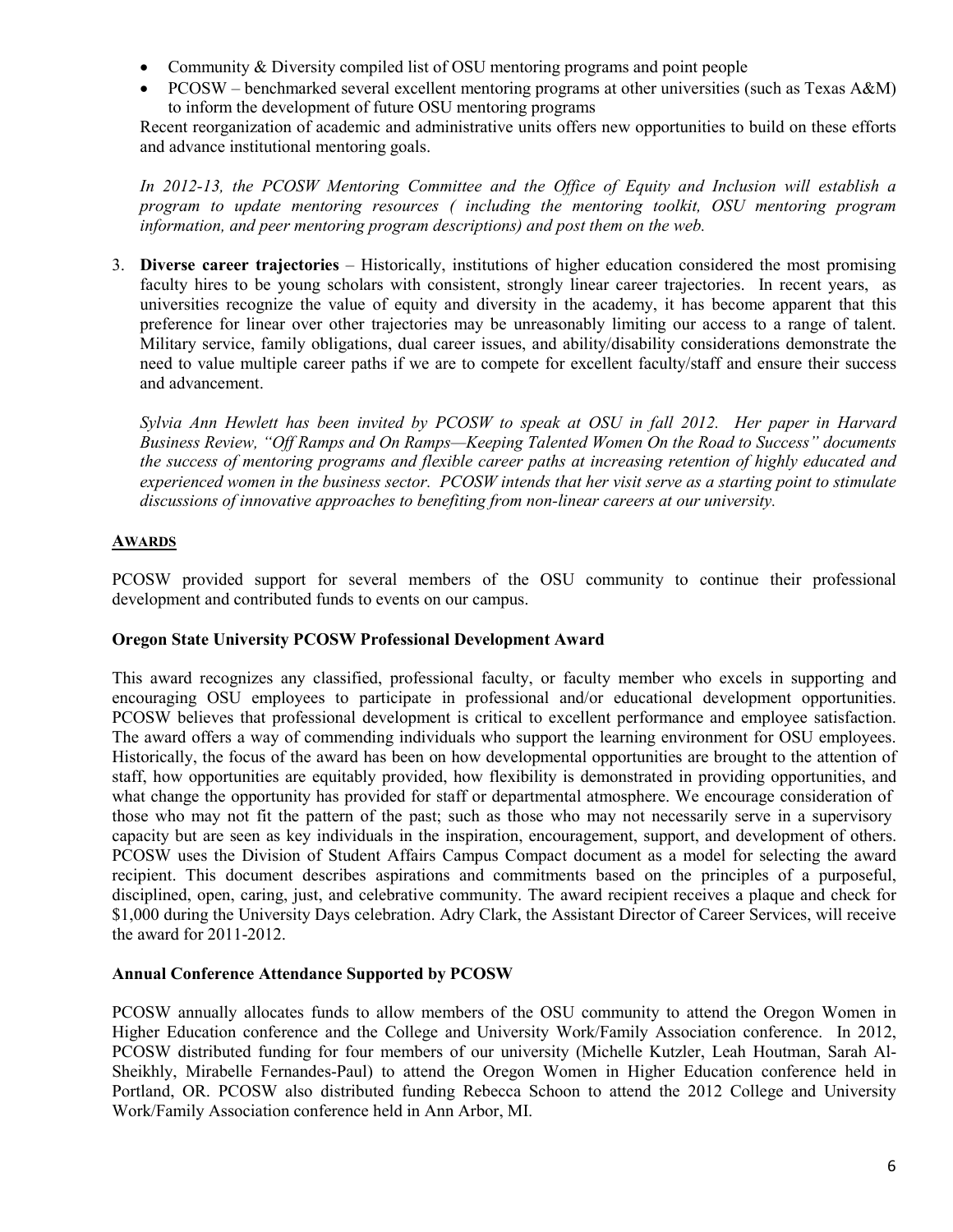- Community & Diversity compiled list of OSU mentoring programs and point people
- PCOSW – benchmarked several excellent mentoring programs at other universities (such as Texas A&M) to inform the development of future OSU mentoring programs

Recent reorganization of academic and administrative units offers new opportunities to build on these efforts and advance institutional mentoring goals.

*In 2012-13, the PCOSW Mentoring Committee and the Office of Equity and Inclusion will establish a program to update mentoring resources ( including the mentoring toolkit, OSU mentoring program information, and peer mentoring program descriptions) and post them on the web.*

3. **Diverse career trajectories** – Historically, institutions of higher education considered the most promising faculty hires to be young scholars with consistent, strongly linear career trajectories. In recent years, as universities recognize the value of equity and diversity in the academy, it has become apparent that this preference for linear over other trajectories may be unreasonably limiting our access to a range of talent. Military service, family obligations, dual career issues, and ability/disability considerations demonstrate the need to value multiple career paths if we are to compete for excellent faculty/staff and ensure their success and advancement.

   *Sylvia Ann Hewlett has been invited by PCOSW to speak at OSU in fall 2012. Her paper in Harvard Business Review, "Off Ramps and On Ramps—Keeping Talented Women On the Road to Success" documents the success of mentoring programs and flexible career paths at increasing retention of highly educated and experienced women in the business sector. PCOSW intends that her visit serve as a starting point to stimulate discussions of innovative approaches to benefiting from non-linear careers at our university.*

## AWARDS

PCOSW provided support for several members of the OSU community to continue their professional development and contributed funds to events on our campus.

### Oregon State University PCOSW Professional Development Award

This award recognizes any classified, professional faculty, or faculty member who excels in supporting and encouraging OSU employees to participate in professional and/or educational development opportunities. PCOSW believes that professional development is critical to excellent performance and employee satisfaction. The award offers a way of commending individuals who support the learning environment for OSU employees. Historically, the focus of the award has been on how developmental opportunities are brought to the attention of staff, how opportunities are equitably provided, how flexibility is demonstrated in providing opportunities, and what change the opportunity has provided for staff or departmental atmosphere. We encourage consideration of those who may not fit the pattern of the past; such as those who may not necessarily serve in a supervisory capacity but are seen as key individuals in the inspiration, encouragement, support, and development of others. PCOSW uses the Division of Student Affairs Campus Compact document as a model for selecting the award recipient. This document describes aspirations and commitments based on the principles of a purposeful, disciplined, open, caring, just, and celebrative community. The award recipient receives a plaque and check for $1,000 during the University Days celebration. Adry Clark, the Assistant Director of Career Services, will receive the award for 2011-2012.

### Annual Conference Attendance Supported by PCOSW

PCOSW annually allocates funds to allow members of the OSU community to attend the Oregon Women in Higher Education conference and the College and University Work/Family Association conference. In 2012, PCOSW distributed funding for four members of our university (Michelle Kutzler, Leah Houtman, Sarah Al-Sheikhly, Mirabelle Fernandes-Paul) to attend the Oregon Women in Higher Education conference held in Portland, OR. PCOSW also distributed funding Rebecca Schoon to attend the 2012 College and University Work/Family Association conference held in Ann Arbor, MI.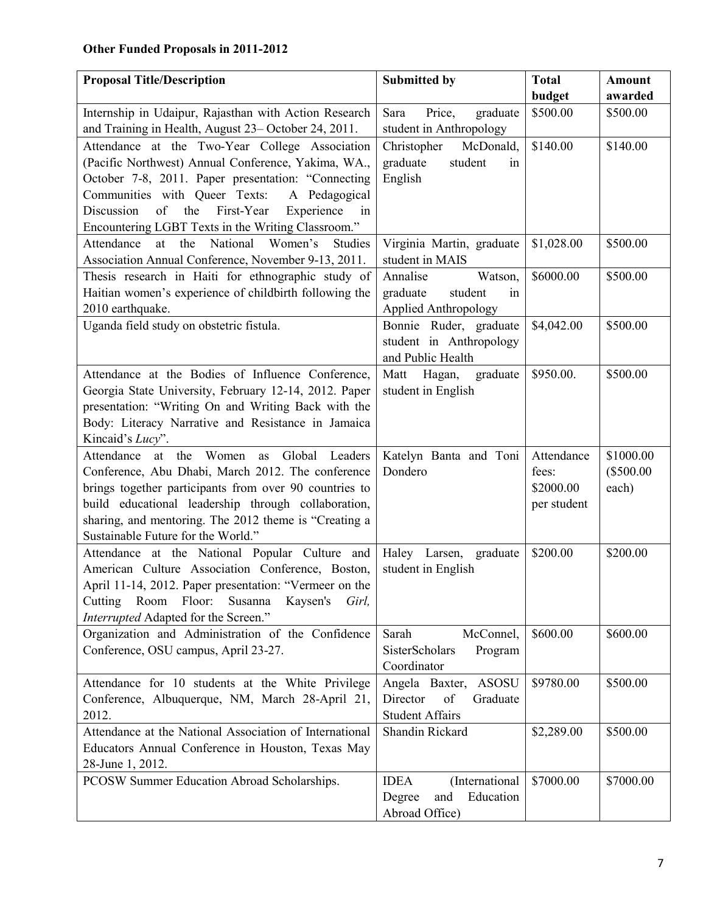**Other Funded Proposals in 2011-2012**

| Proposal Title/Description | Submitted by | Total budget | Amount awarded |
|---|---|---|---|
| Internship in Udaipur, Rajasthan with Action Research and Training in Health, August 23– October 24, 2011. | Sara Price, graduate student in Anthropology | \$500.00 | \$500.00 |
| Attendance at the Two-Year College Association (Pacific Northwest) Annual Conference, Yakima, WA., October 7-8, 2011. Paper presentation: "Connecting Communities with Queer Texts: A Pedagogical Discussion of the First-Year Experience in Encountering LGBT Texts in the Writing Classroom." | Christopher McDonald, graduate student in English | \$140.00 | \$140.00 |
| Attendance at the National Women's Studies Association Annual Conference, November 9-13, 2011. | Virginia Martin, graduate student in MAIS | \$1,028.00 | \$500.00 |
| Thesis research in Haiti for ethnographic study of Haitian women's experience of childbirth following the 2010 earthquake. | Annalise Watson, graduate student in Applied Anthropology | \$6000.00 | \$500.00 |
| Uganda field study on obstetric fistula. | Bonnie Ruder, graduate student in Anthropology and Public Health | \$4,042.00 | \$500.00 |
| Attendance at the Bodies of Influence Conference, Georgia State University, February 12-14, 2012. Paper presentation: "Writing On and Writing Back with the Body: Literacy Narrative and Resistance in Jamaica Kincaid's *Lucy*". | Matt Hagan, graduate student in English | \$950.00. | \$500.00 |
| Attendance at the Women as Global Leaders Conference, Abu Dhabi, March 2012. The conference brings together participants from over 90 countries to build educational leadership through collaboration, sharing, and mentoring. The 2012 theme is "Creating a Sustainable Future for the World." | Katelyn Banta and Toni Dondero | Attendance fees: \$2000.00 per student | \$1000.00 (\$500.00 each) |
| Attendance at the National Popular Culture and American Culture Association Conference, Boston, April 11-14, 2012. Paper presentation: "Vermeer on the Cutting Room Floor: Susanna Kaysen's *Girl, Interrupted* Adapted for the Screen." | Haley Larsen, graduate student in English | \$200.00 | \$200.00 |
| Organization and Administration of the Confidence Conference, OSU campus, April 23-27. | Sarah McConnel, SisterScholars Program Coordinator | \$600.00 | \$600.00 |
| Attendance for 10 students at the White Privilege Conference, Albuquerque, NM, March 28-April 21, 2012. | Angela Baxter, ASOSU Director of Graduate Student Affairs | \$9780.00 | \$500.00 |
| Attendance at the National Association of International Educators Annual Conference in Houston, Texas May 28-June 1, 2012. | Shandin Rickard | \$2,289.00 | \$500.00 |
| PCOSW Summer Education Abroad Scholarships. | IDEA (International Degree and Education Abroad Office) | \$7000.00 | \$7000.00 |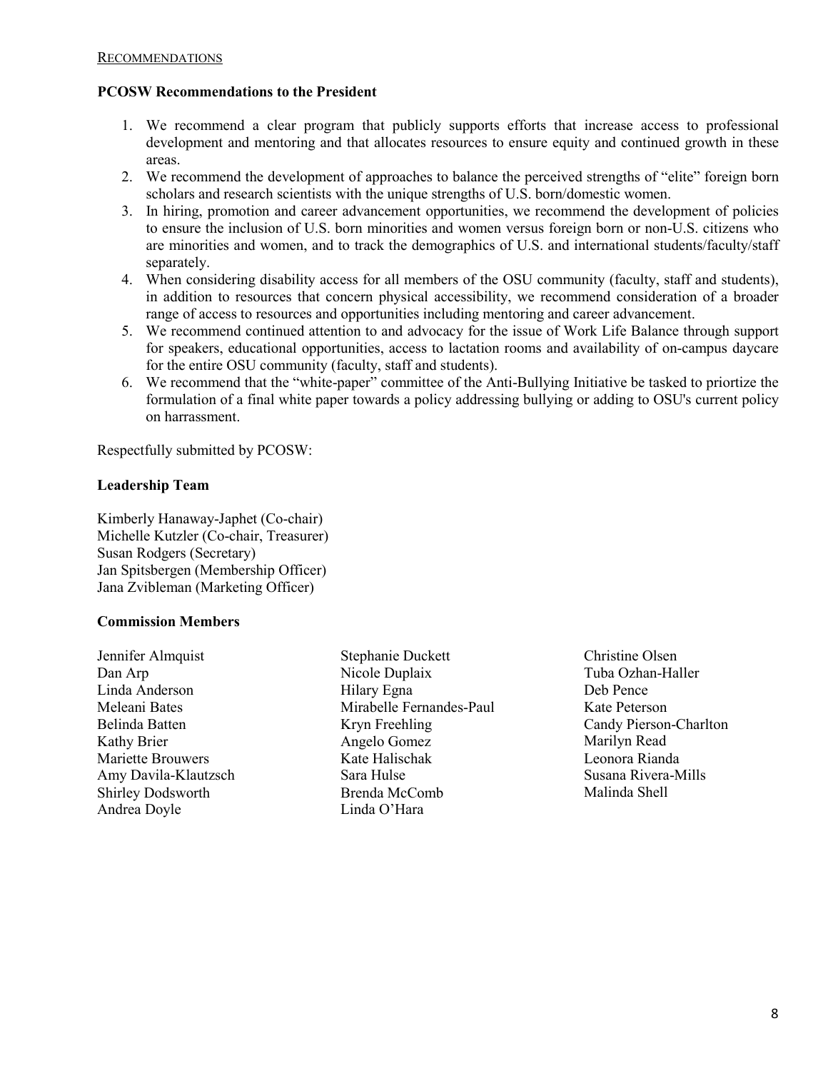## RECOMMENDATIONS

**PCOSW Recommendations to the President**

1. We recommend a clear program that publicly supports efforts that increase access to professional development and mentoring and that allocates resources to ensure equity and continued growth in these areas.
2. We recommend the development of approaches to balance the perceived strengths of "elite" foreign born scholars and research scientists with the unique strengths of U.S. born/domestic women.
3. In hiring, promotion and career advancement opportunities, we recommend the development of policies to ensure the inclusion of U.S. born minorities and women versus foreign born or non-U.S. citizens who are minorities and women, and to track the demographics of U.S. and international students/faculty/staff separately.
4. When considering disability access for all members of the OSU community (faculty, staff and students), in addition to resources that concern physical accessibility, we recommend consideration of a broader range of access to resources and opportunities including mentoring and career advancement.
5. We recommend continued attention to and advocacy for the issue of Work Life Balance through support for speakers, educational opportunities, access to lactation rooms and availability of on-campus daycare for the entire OSU community (faculty, staff and students).
6. We recommend that the "white-paper" committee of the Anti-Bullying Initiative be tasked to priortize the formulation of a final white paper towards a policy addressing bullying or adding to OSU's current policy on harrassment.

Respectfully submitted by PCOSW:

**Leadership Team**

Kimberly Hanaway-Japhet (Co-chair)
Michelle Kutzler (Co-chair, Treasurer)
Susan Rodgers (Secretary)
Jan Spitsbergen (Membership Officer)
Jana Zvibleman (Marketing Officer)

**Commission Members**

Jennifer Almquist
Dan Arp
Linda Anderson
Meleani Bates
Belinda Batten
Kathy Brier
Mariette Brouwers
Amy Davila-Klautzsch
Shirley Dodsworth
Andrea Doyle
Stephanie Duckett
Nicole Duplaix
Hilary Egna
Mirabelle Fernandes-Paul
Kryn Freehling
Angelo Gomez
Kate Halischak
Sara Hulse
Brenda McComb
Linda O'Hara
Christine Olsen
Tuba Ozhan-Haller
Deb Pence
Kate Peterson
Candy Pierson-Charlton
Marilyn Read
Leonora Rianda
Susana Rivera-Mills
Malinda Shell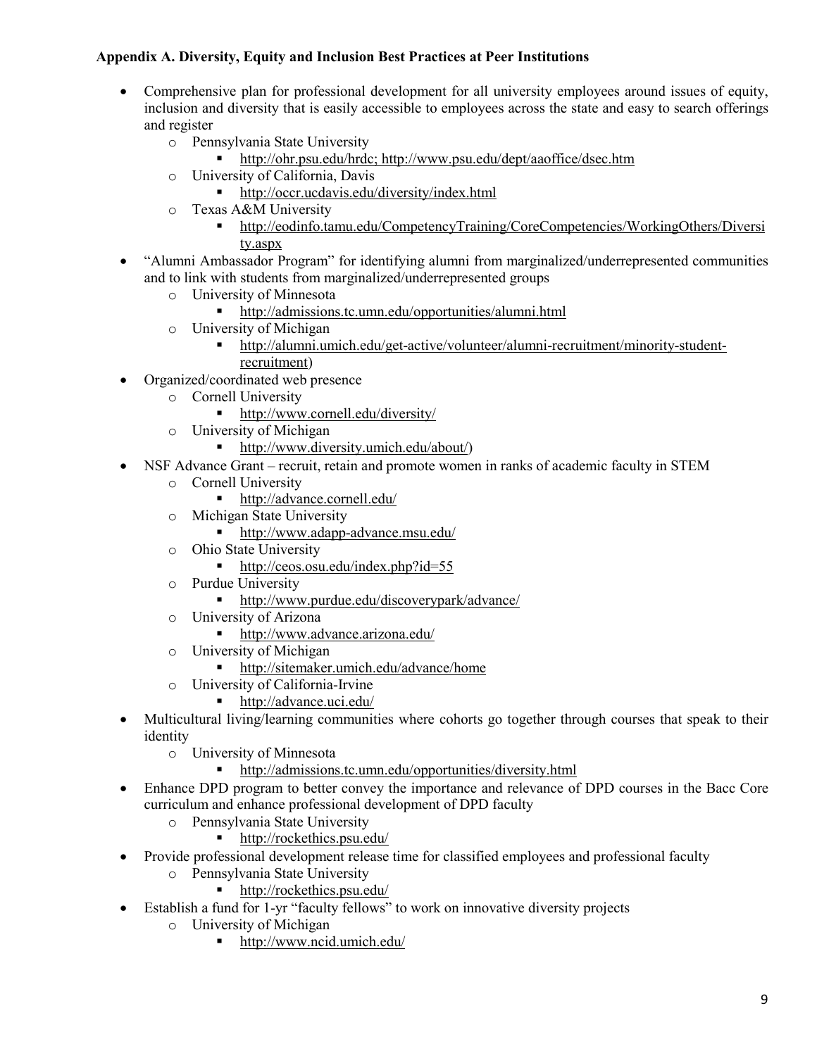**Appendix A. Diversity, Equity and Inclusion Best Practices at Peer Institutions**

- Comprehensive plan for professional development for all university employees around issues of equity, inclusion and diversity that is easily accessible to employees across the state and easy to search offerings and register
  - Pennsylvania State University
    - http://ohr.psu.edu/hrdc; http://www.psu.edu/dept/aaoffice/dsec.htm
  - University of California, Davis
    - http://occr.ucdavis.edu/diversity/index.html
  - Texas A&M University
    - http://eodinfo.tamu.edu/CompetencyTraining/CoreCompetencies/WorkingOthers/Diversity.aspx
- "Alumni Ambassador Program" for identifying alumni from marginalized/underrepresented communities and to link with students from marginalized/underrepresented groups
  - University of Minnesota
    - http://admissions.tc.umn.edu/opportunities/alumni.html
  - University of Michigan
    - http://alumni.umich.edu/get-active/volunteer/alumni-recruitment/minority-student-recruitment)
- Organized/coordinated web presence
  - Cornell University
    - http://www.cornell.edu/diversity/
  - University of Michigan
    - http://www.diversity.umich.edu/about/)
- NSF Advance Grant – recruit, retain and promote women in ranks of academic faculty in STEM
  - Cornell University
    - http://advance.cornell.edu/
  - Michigan State University
    - http://www.adapp-advance.msu.edu/
  - Ohio State University
    - http://ceos.osu.edu/index.php?id=55
  - Purdue University
    - http://www.purdue.edu/discoverypark/advance/
  - University of Arizona
    - http://www.advance.arizona.edu/
  - University of Michigan
    - http://sitemaker.umich.edu/advance/home
  - University of California-Irvine
    - http://advance.uci.edu/
- Multicultural living/learning communities where cohorts go together through courses that speak to their identity
  - University of Minnesota
    - http://admissions.tc.umn.edu/opportunities/diversity.html
- Enhance DPD program to better convey the importance and relevance of DPD courses in the Bacc Core curriculum and enhance professional development of DPD faculty
  - Pennsylvania State University
    - http://rockethics.psu.edu/
- Provide professional development release time for classified employees and professional faculty
  - Pennsylvania State University
    - http://rockethics.psu.edu/
- Establish a fund for 1-yr "faculty fellows" to work on innovative diversity projects
  - University of Michigan
    - http://www.ncid.umich.edu/